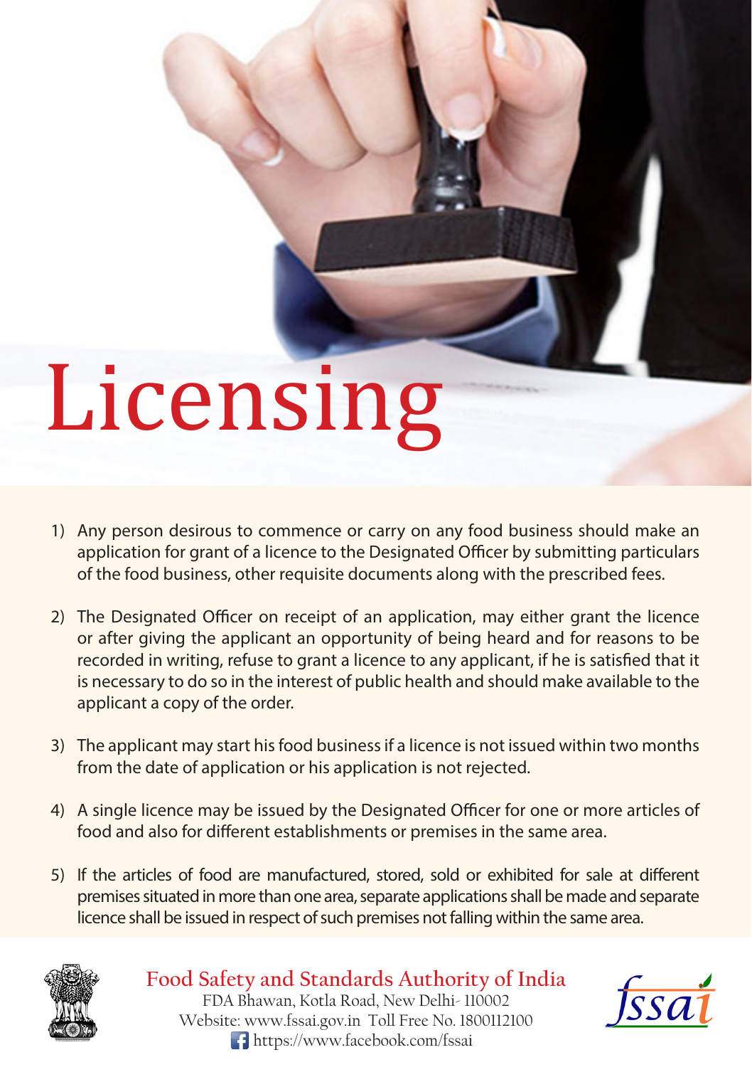# Licensing

1) Any person desirous to commence or carry on any food business should make an application for grant of a licence to the Designated Officer by submitting particulars of the food business, other requisite documents along with the prescribed fees.

2) The Designated Officer on receipt of an application, may either grant the licence or after giving the applicant an opportunity of being heard and for reasons to be recorded in writing, refuse to grant a licence to any applicant, if he is satisfied that it is necessary to do so in the interest of public health and should make available to the applicant a copy of the order.

3) The applicant may start his food business if a licence is not issued within two months from the date of application or his application is not rejected.

4) A single licence may be issued by the Designated Officer for one or more articles of food and also for different establishments or premises in the same area.

5) If the articles of food are manufactured, stored, sold or exhibited for sale at different premises situated in more than one area, separate applications shall be made and separate licence shall be issued in respect of such premises not falling within the same area.

**Food Safety and Standards Authority of India**
FDA Bhawan, Kotla Road, New Delhi- 110002
Website: www.fssai.gov.in Toll Free No. 1800112100
https://www.facebook.com/fssai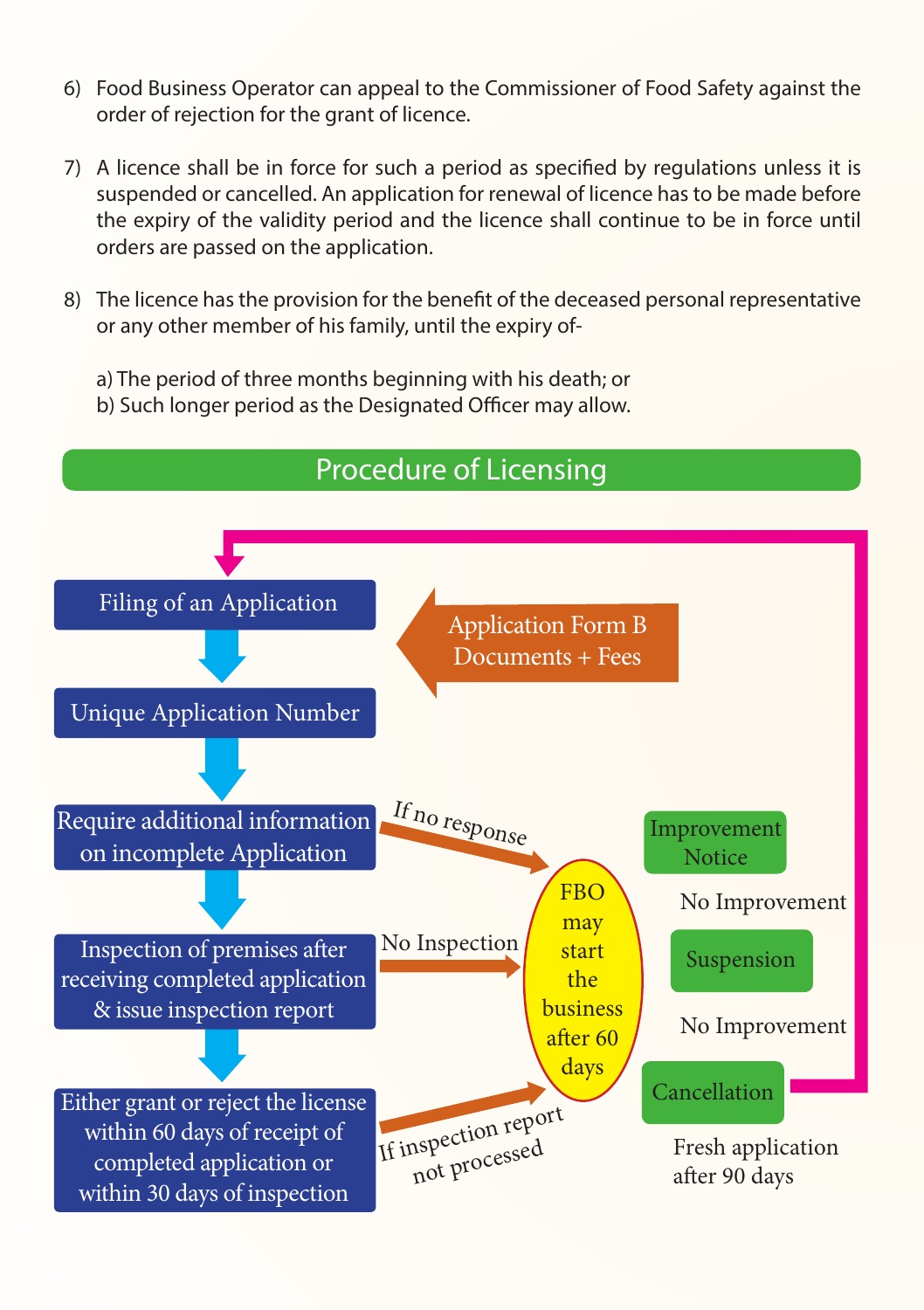6) Food Business Operator can appeal to the Commissioner of Food Safety against the order of rejection for the grant of licence.

7) A licence shall be in force for such a period as specified by regulations unless it is suspended or cancelled. An application for renewal of licence has to be made before the expiry of the validity period and the licence shall continue to be in force until orders are passed on the application.

8) The licence has the provision for the benefit of the deceased personal representative or any other member of his family, until the expiry of-

   a) The period of three months beginning with his death; or
   b) Such longer period as the Designated Officer may allow.

## Procedure of Licensing

Filing of an Application

Application Form B Documents + Fees

Unique Application Number

Require additional information on incomplete Application

If no response

Inspection of premises after receiving completed application & issue inspection report

No Inspection

Either grant or reject the license within 60 days of receipt of completed application or within 30 days of inspection

If inspection report not processed

FBO may start the business after 60 days

Improvement Notice

No Improvement

Suspension

No Improvement

Cancellation

Fresh application after 90 days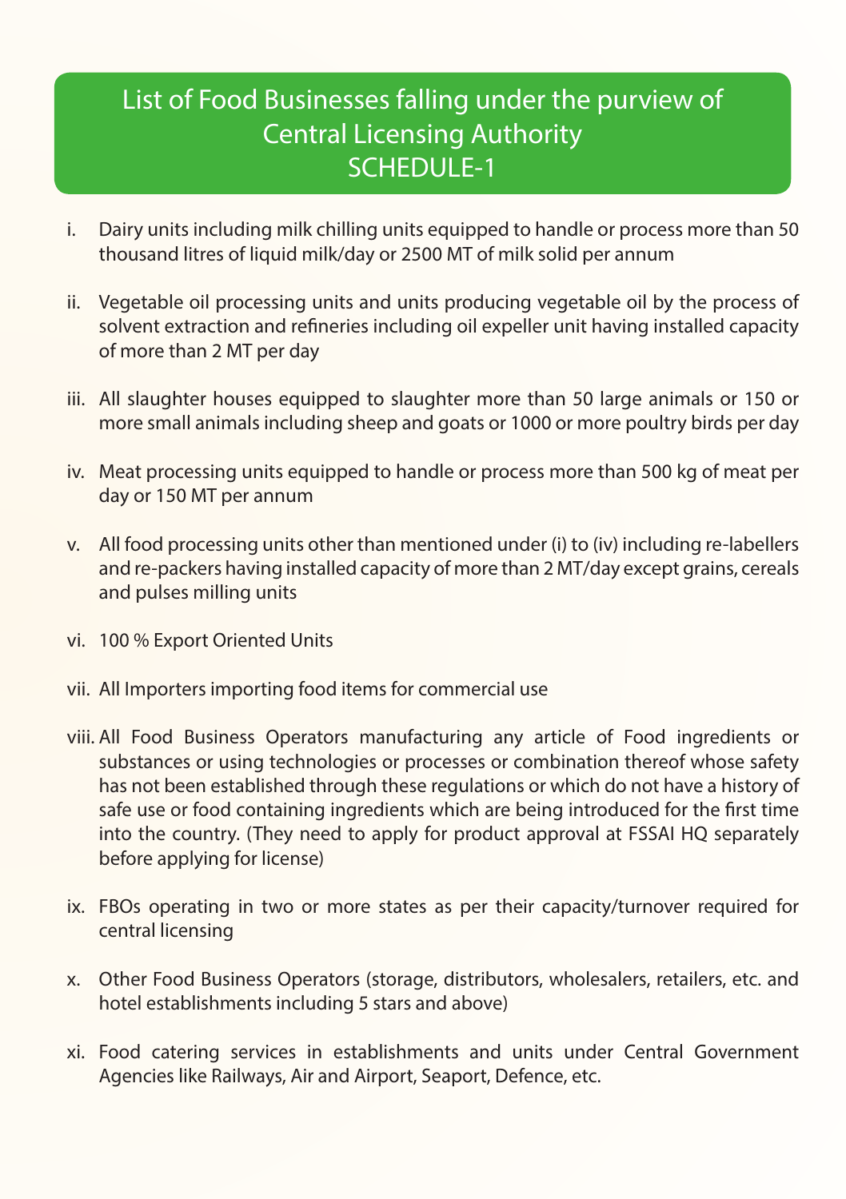# List of Food Businesses falling under the purview of Central Licensing Authority SCHEDULE-1

i. Dairy units including milk chilling units equipped to handle or process more than 50 thousand litres of liquid milk/day or 2500 MT of milk solid per annum

ii. Vegetable oil processing units and units producing vegetable oil by the process of solvent extraction and refineries including oil expeller unit having installed capacity of more than 2 MT per day

iii. All slaughter houses equipped to slaughter more than 50 large animals or 150 or more small animals including sheep and goats or 1000 or more poultry birds per day

iv. Meat processing units equipped to handle or process more than 500 kg of meat per day or 150 MT per annum

v. All food processing units other than mentioned under (i) to (iv) including re-labellers and re-packers having installed capacity of more than 2 MT/day except grains, cereals and pulses milling units

vi. 100 % Export Oriented Units

vii. All Importers importing food items for commercial use

viii. All Food Business Operators manufacturing any article of Food ingredients or substances or using technologies or processes or combination thereof whose safety has not been established through these regulations or which do not have a history of safe use or food containing ingredients which are being introduced for the first time into the country. (They need to apply for product approval at FSSAI HQ separately before applying for license)

ix. FBOs operating in two or more states as per their capacity/turnover required for central licensing

x. Other Food Business Operators (storage, distributors, wholesalers, retailers, etc. and hotel establishments including 5 stars and above)

xi. Food catering services in establishments and units under Central Government Agencies like Railways, Air and Airport, Seaport, Defence, etc.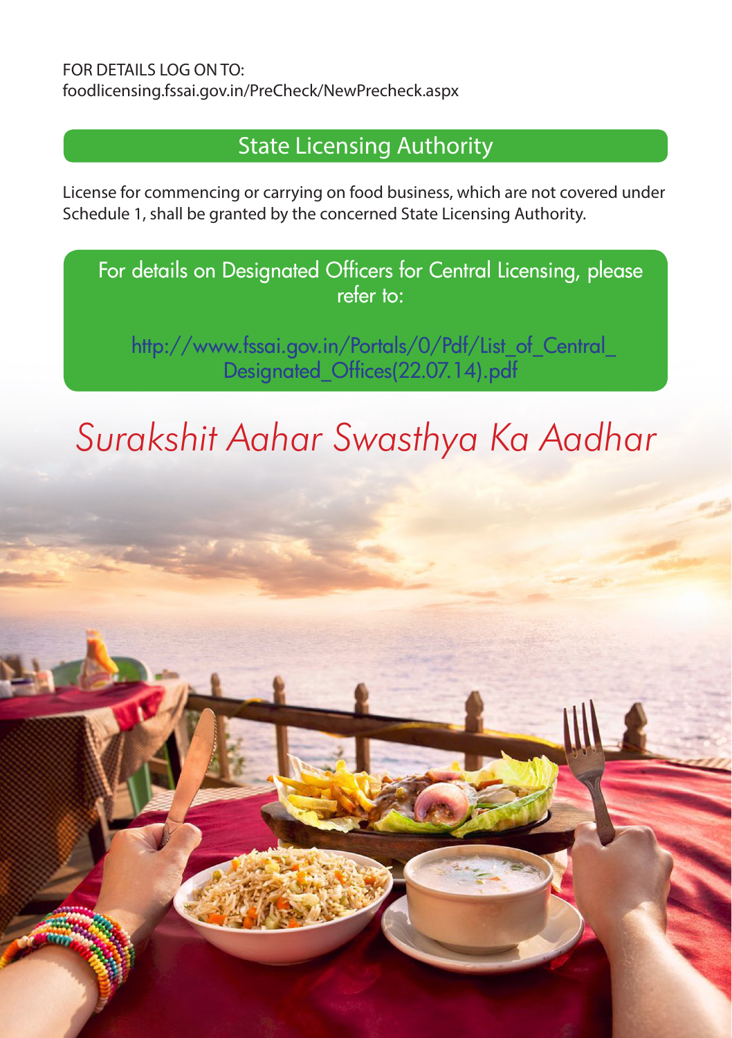FOR DETAILS LOG ON TO:
foodlicensing.fssai.gov.in/PreCheck/NewPrecheck.aspx

## State Licensing Authority

License for commencing or carrying on food business, which are not covered under Schedule 1, shall be granted by the concerned State Licensing Authority.

For details on Designated Officers for Central Licensing, please refer to:

http://www.fssai.gov.in/Portals/0/Pdf/List_of_Central_Designated_Offices(22.07.14).pdf

*Surakshit Aahar Swasthya Ka Aadhar*